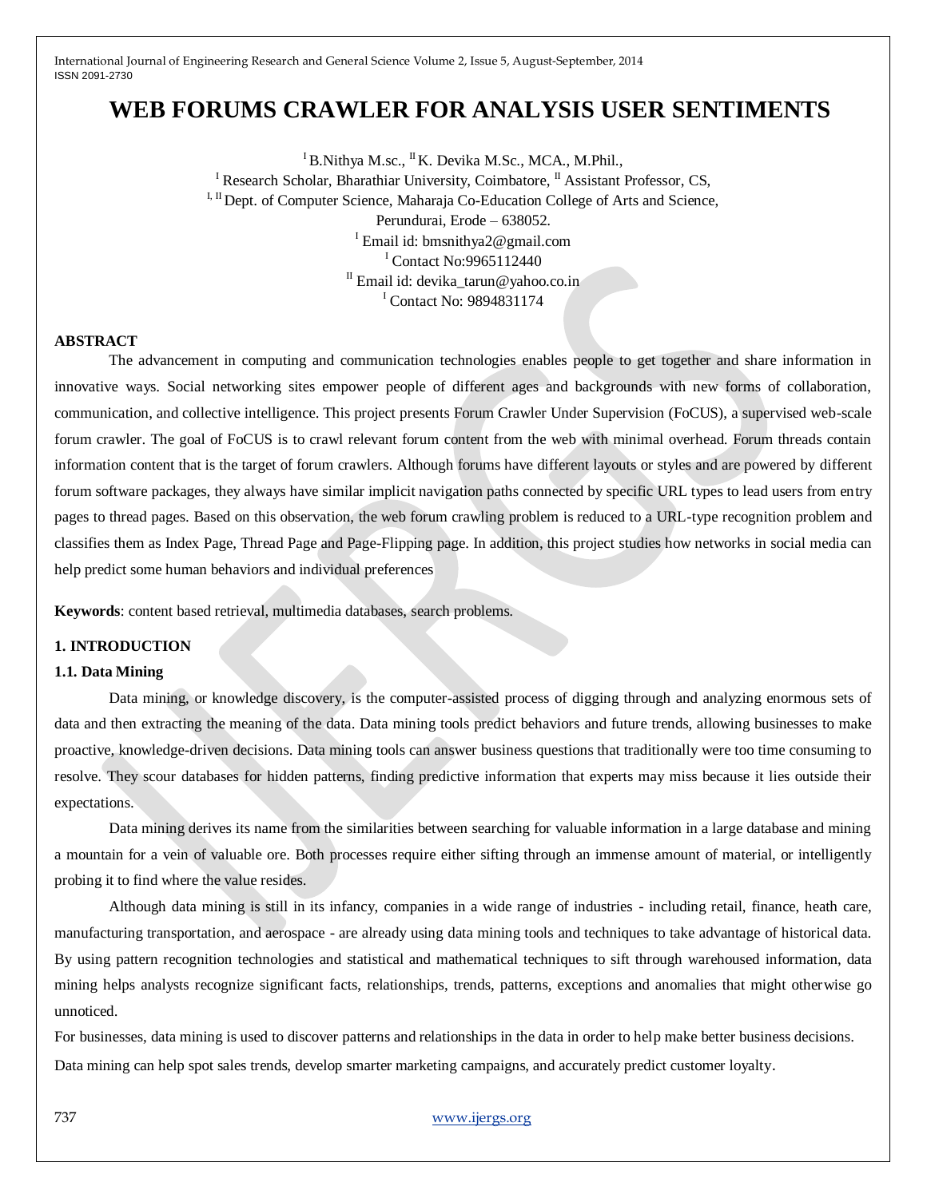# WEB FORUMS CRAWLER FOR ANALYSIS USER SENTIMENTS

[I] B.Nithya M.sc., [II] K. Devika M.Sc., MCA., M.Phil.,

[I] Research Scholar, Bharathiar University, Coimbatore, [II] Assistant Professor, CS,

[I, II] Dept. of Computer Science, Maharaja Co-Education College of Arts and Science,

Perundurai, Erode – 638052.

[I] Email id: bmsnithya2@gmail.com

[I] Contact No:9965112440

[II] Email id: devika_tarun@yahoo.co.in

[I] Contact No: 9894831174

**ABSTRACT**

The advancement in computing and communication technologies enables people to get together and share information in innovative ways. Social networking sites empower people of different ages and backgrounds with new forms of collaboration, communication, and collective intelligence. This project presents Forum Crawler Under Supervision (FoCUS), a supervised web-scale forum crawler. The goal of FoCUS is to crawl relevant forum content from the web with minimal overhead. Forum threads contain information content that is the target of forum crawlers. Although forums have different layouts or styles and are powered by different forum software packages, they always have similar implicit navigation paths connected by specific URL types to lead users from entry pages to thread pages. Based on this observation, the web forum crawling problem is reduced to a URL-type recognition problem and classifies them as Index Page, Thread Page and Page-Flipping page. In addition, this project studies how networks in social media can help predict some human behaviors and individual preferences

**Keywords**: content based retrieval, multimedia databases, search problems.

## 1. INTRODUCTION

### 1.1. Data Mining

Data mining, or knowledge discovery, is the computer-assisted process of digging through and analyzing enormous sets of data and then extracting the meaning of the data. Data mining tools predict behaviors and future trends, allowing businesses to make proactive, knowledge-driven decisions. Data mining tools can answer business questions that traditionally were too time consuming to resolve. They scour databases for hidden patterns, finding predictive information that experts may miss because it lies outside their expectations.

Data mining derives its name from the similarities between searching for valuable information in a large database and mining a mountain for a vein of valuable ore. Both processes require either sifting through an immense amount of material, or intelligently probing it to find where the value resides.

Although data mining is still in its infancy, companies in a wide range of industries - including retail, finance, heath care, manufacturing transportation, and aerospace - are already using data mining tools and techniques to take advantage of historical data. By using pattern recognition technologies and statistical and mathematical techniques to sift through warehoused information, data mining helps analysts recognize significant facts, relationships, trends, patterns, exceptions and anomalies that might otherwise go unnoticed.

For businesses, data mining is used to discover patterns and relationships in the data in order to help make better business decisions. Data mining can help spot sales trends, develop smarter marketing campaigns, and accurately predict customer loyalty.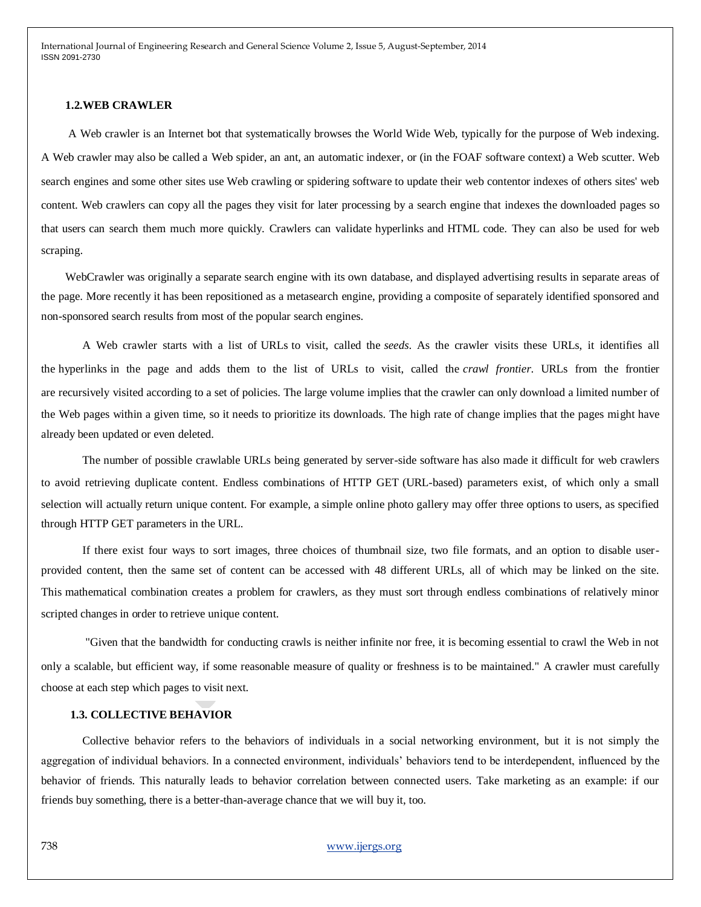## 1.2.WEB CRAWLER

A Web crawler is an Internet bot that systematically browses the World Wide Web, typically for the purpose of Web indexing. A Web crawler may also be called a Web spider, an ant, an automatic indexer, or (in the FOAF software context) a Web scutter. Web search engines and some other sites use Web crawling or spidering software to update their web contentor indexes of others sites' web content. Web crawlers can copy all the pages they visit for later processing by a search engine that indexes the downloaded pages so that users can search them much more quickly. Crawlers can validate hyperlinks and HTML code. They can also be used for web scraping.

WebCrawler was originally a separate search engine with its own database, and displayed advertising results in separate areas of the page. More recently it has been repositioned as a metasearch engine, providing a composite of separately identified sponsored and non-sponsored search results from most of the popular search engines.

A Web crawler starts with a list of URLs to visit, called the *seeds*. As the crawler visits these URLs, it identifies all the hyperlinks in the page and adds them to the list of URLs to visit, called the *crawl frontier*. URLs from the frontier are recursively visited according to a set of policies. The large volume implies that the crawler can only download a limited number of the Web pages within a given time, so it needs to prioritize its downloads. The high rate of change implies that the pages might have already been updated or even deleted.

The number of possible crawlable URLs being generated by server-side software has also made it difficult for web crawlers to avoid retrieving duplicate content. Endless combinations of HTTP GET (URL-based) parameters exist, of which only a small selection will actually return unique content. For example, a simple online photo gallery may offer three options to users, as specified through HTTP GET parameters in the URL.

If there exist four ways to sort images, three choices of thumbnail size, two file formats, and an option to disable user-provided content, then the same set of content can be accessed with 48 different URLs, all of which may be linked on the site. This mathematical combination creates a problem for crawlers, as they must sort through endless combinations of relatively minor scripted changes in order to retrieve unique content.

"Given that the bandwidth for conducting crawls is neither infinite nor free, it is becoming essential to crawl the Web in not only a scalable, but efficient way, if some reasonable measure of quality or freshness is to be maintained." A crawler must carefully choose at each step which pages to visit next.

## 1.3. COLLECTIVE BEHAVIOR

Collective behavior refers to the behaviors of individuals in a social networking environment, but it is not simply the aggregation of individual behaviors. In a connected environment, individuals' behaviors tend to be interdependent, influenced by the behavior of friends. This naturally leads to behavior correlation between connected users. Take marketing as an example: if our friends buy something, there is a better-than-average chance that we will buy it, too.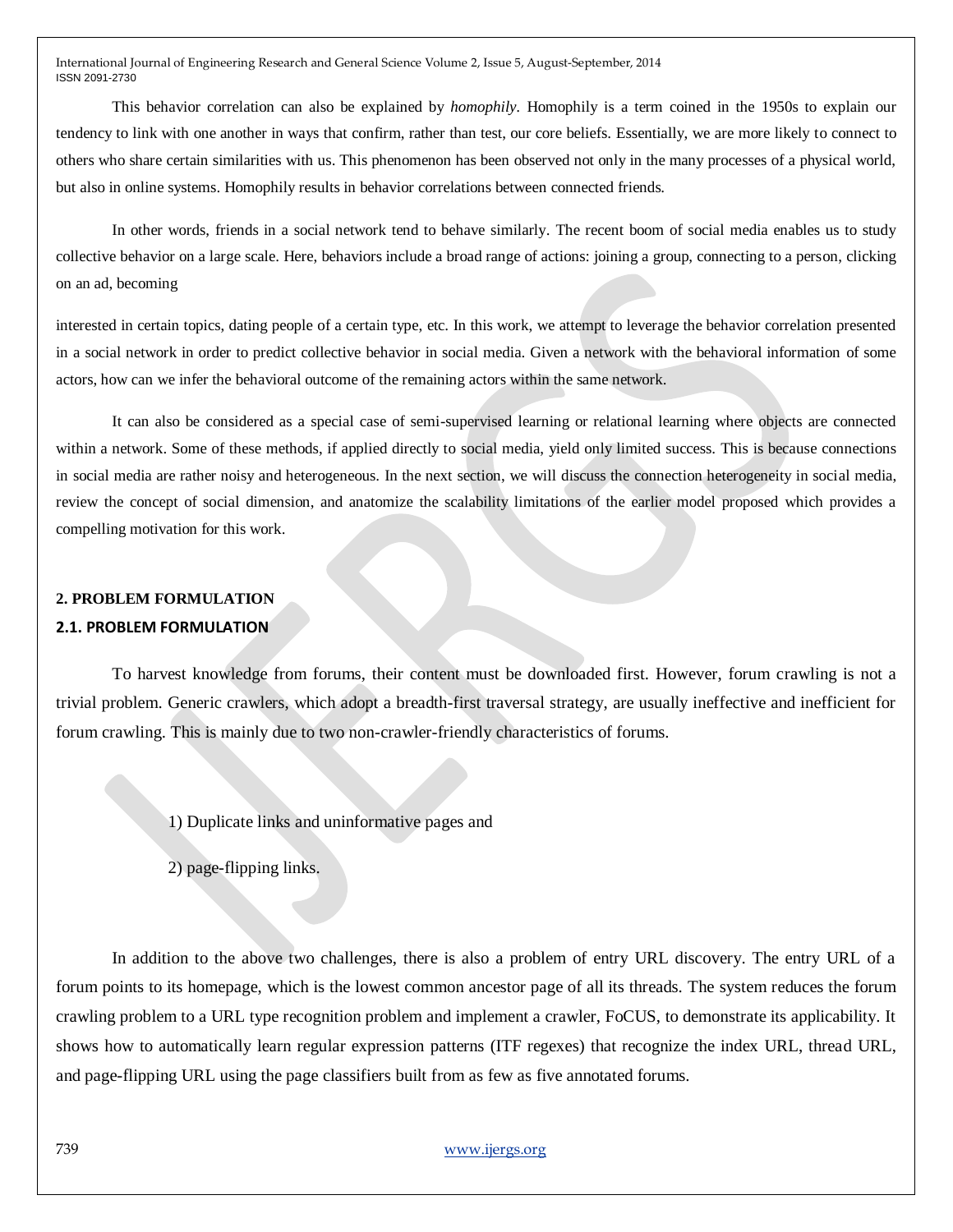This behavior correlation can also be explained by *homophily*. Homophily is a term coined in the 1950s to explain our tendency to link with one another in ways that confirm, rather than test, our core beliefs. Essentially, we are more likely to connect to others who share certain similarities with us. This phenomenon has been observed not only in the many processes of a physical world, but also in online systems. Homophily results in behavior correlations between connected friends.

In other words, friends in a social network tend to behave similarly. The recent boom of social media enables us to study collective behavior on a large scale. Here, behaviors include a broad range of actions: joining a group, connecting to a person, clicking on an ad, becoming

interested in certain topics, dating people of a certain type, etc. In this work, we attempt to leverage the behavior correlation presented in a social network in order to predict collective behavior in social media. Given a network with the behavioral information of some actors, how can we infer the behavioral outcome of the remaining actors within the same network.

It can also be considered as a special case of semi-supervised learning or relational learning where objects are connected within a network. Some of these methods, if applied directly to social media, yield only limited success. This is because connections in social media are rather noisy and heterogeneous. In the next section, we will discuss the connection heterogeneity in social media, review the concept of social dimension, and anatomize the scalability limitations of the earlier model proposed which provides a compelling motivation for this work.

## 2. PROBLEM FORMULATION

### 2.1. PROBLEM FORMULATION

To harvest knowledge from forums, their content must be downloaded first. However, forum crawling is not a trivial problem. Generic crawlers, which adopt a breadth-first traversal strategy, are usually ineffective and inefficient for forum crawling. This is mainly due to two non-crawler-friendly characteristics of forums.

1) Duplicate links and uninformative pages and

2) page-flipping links.

In addition to the above two challenges, there is also a problem of entry URL discovery. The entry URL of a forum points to its homepage, which is the lowest common ancestor page of all its threads. The system reduces the forum crawling problem to a URL type recognition problem and implement a crawler, FoCUS, to demonstrate its applicability. It shows how to automatically learn regular expression patterns (ITF regexes) that recognize the index URL, thread URL, and page-flipping URL using the page classifiers built from as few as five annotated forums.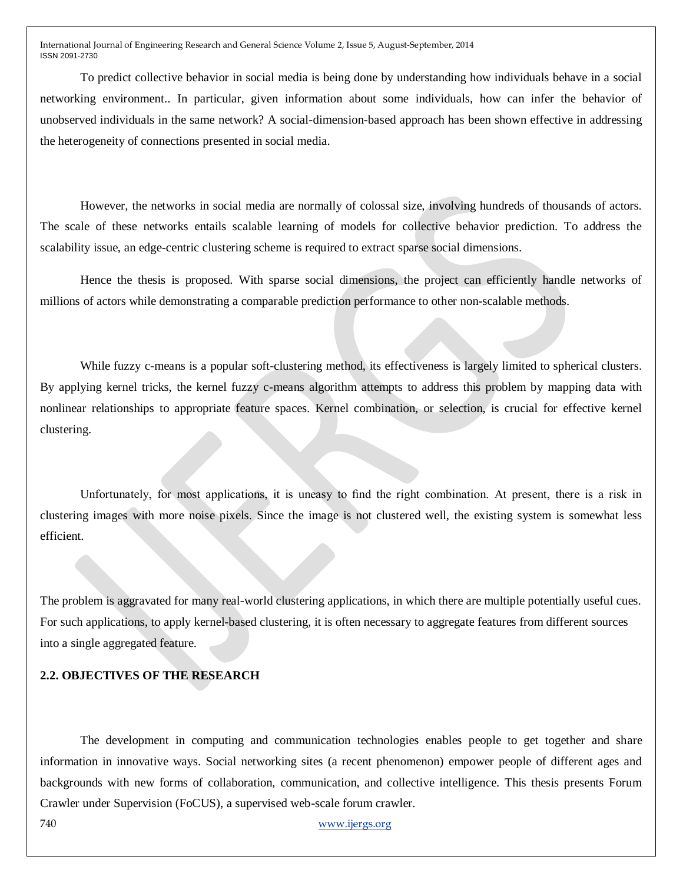To predict collective behavior in social media is being done by understanding how individuals behave in a social networking environment.. In particular, given information about some individuals, how can infer the behavior of unobserved individuals in the same network? A social-dimension-based approach has been shown effective in addressing the heterogeneity of connections presented in social media.

However, the networks in social media are normally of colossal size, involving hundreds of thousands of actors. The scale of these networks entails scalable learning of models for collective behavior prediction. To address the scalability issue, an edge-centric clustering scheme is required to extract sparse social dimensions.

Hence the thesis is proposed. With sparse social dimensions, the project can efficiently handle networks of millions of actors while demonstrating a comparable prediction performance to other non-scalable methods.

While fuzzy c-means is a popular soft-clustering method, its effectiveness is largely limited to spherical clusters. By applying kernel tricks, the kernel fuzzy c-means algorithm attempts to address this problem by mapping data with nonlinear relationships to appropriate feature spaces. Kernel combination, or selection, is crucial for effective kernel clustering.

Unfortunately, for most applications, it is uneasy to find the right combination. At present, there is a risk in clustering images with more noise pixels. Since the image is not clustered well, the existing system is somewhat less efficient.

The problem is aggravated for many real-world clustering applications, in which there are multiple potentially useful cues. For such applications, to apply kernel-based clustering, it is often necessary to aggregate features from different sources into a single aggregated feature.

## 2.2. OBJECTIVES OF THE RESEARCH

The development in computing and communication technologies enables people to get together and share information in innovative ways. Social networking sites (a recent phenomenon) empower people of different ages and backgrounds with new forms of collaboration, communication, and collective intelligence. This thesis presents Forum Crawler under Supervision (FoCUS), a supervised web-scale forum crawler.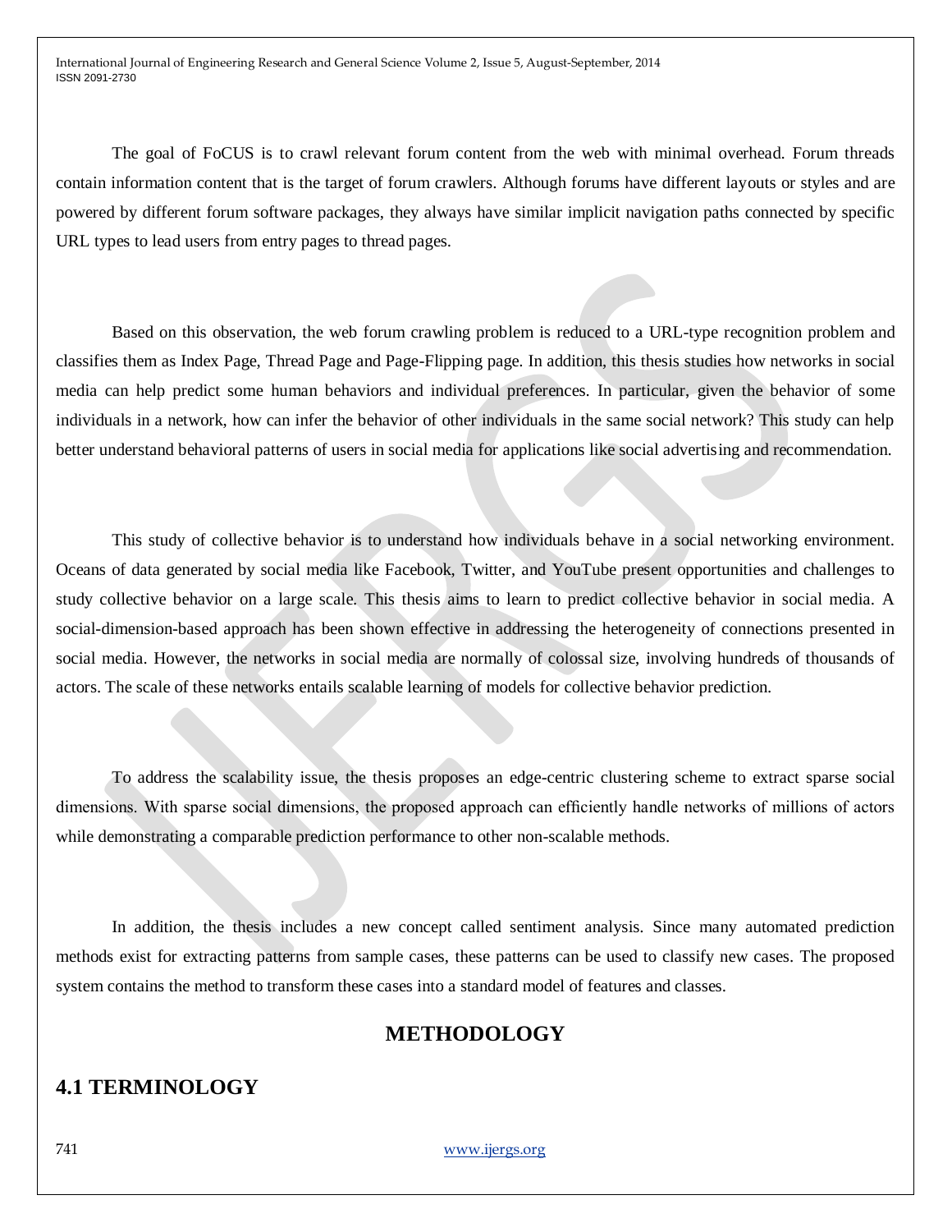The goal of FoCUS is to crawl relevant forum content from the web with minimal overhead. Forum threads contain information content that is the target of forum crawlers. Although forums have different layouts or styles and are powered by different forum software packages, they always have similar implicit navigation paths connected by specific URL types to lead users from entry pages to thread pages.

Based on this observation, the web forum crawling problem is reduced to a URL-type recognition problem and classifies them as Index Page, Thread Page and Page-Flipping page. In addition, this thesis studies how networks in social media can help predict some human behaviors and individual preferences. In particular, given the behavior of some individuals in a network, how can infer the behavior of other individuals in the same social network? This study can help better understand behavioral patterns of users in social media for applications like social advertising and recommendation.

This study of collective behavior is to understand how individuals behave in a social networking environment. Oceans of data generated by social media like Facebook, Twitter, and YouTube present opportunities and challenges to study collective behavior on a large scale. This thesis aims to learn to predict collective behavior in social media. A social-dimension-based approach has been shown effective in addressing the heterogeneity of connections presented in social media. However, the networks in social media are normally of colossal size, involving hundreds of thousands of actors. The scale of these networks entails scalable learning of models for collective behavior prediction.

To address the scalability issue, the thesis proposes an edge-centric clustering scheme to extract sparse social dimensions. With sparse social dimensions, the proposed approach can efficiently handle networks of millions of actors while demonstrating a comparable prediction performance to other non-scalable methods.

In addition, the thesis includes a new concept called sentiment analysis. Since many automated prediction methods exist for extracting patterns from sample cases, these patterns can be used to classify new cases. The proposed system contains the method to transform these cases into a standard model of features and classes.

# METHODOLOGY

## 4.1 TERMINOLOGY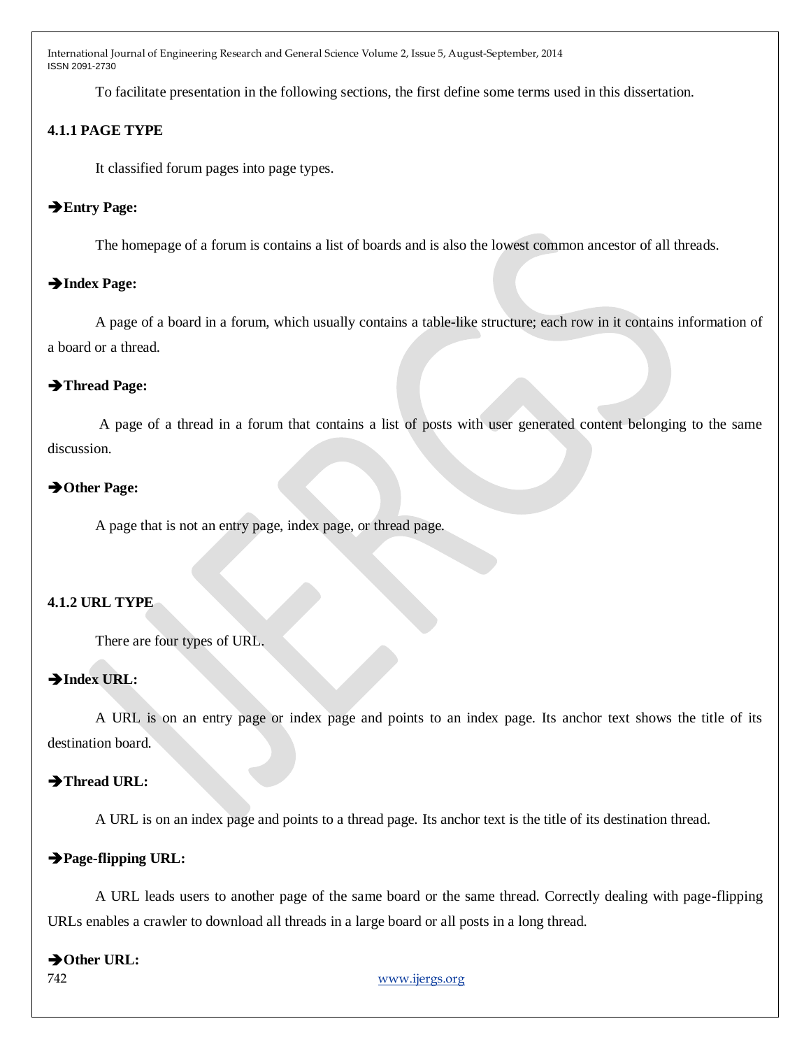To facilitate presentation in the following sections, the first define some terms used in this dissertation.

### 4.1.1 PAGE TYPE

It classified forum pages into page types.

➔**Entry Page:**

The homepage of a forum is contains a list of boards and is also the lowest common ancestor of all threads.

➔**Index Page:**

A page of a board in a forum, which usually contains a table-like structure; each row in it contains information of a board or a thread.

➔**Thread Page:**

A page of a thread in a forum that contains a list of posts with user generated content belonging to the same discussion.

➔**Other Page:**

A page that is not an entry page, index page, or thread page.

### 4.1.2 URL TYPE

There are four types of URL.

➔**Index URL:**

A URL is on an entry page or index page and points to an index page. Its anchor text shows the title of its destination board.

➔**Thread URL:**

A URL is on an index page and points to a thread page. Its anchor text is the title of its destination thread.

➔**Page-flipping URL:**

A URL leads users to another page of the same board or the same thread. Correctly dealing with page-flipping URLs enables a crawler to download all threads in a large board or all posts in a long thread.

➔**Other URL:**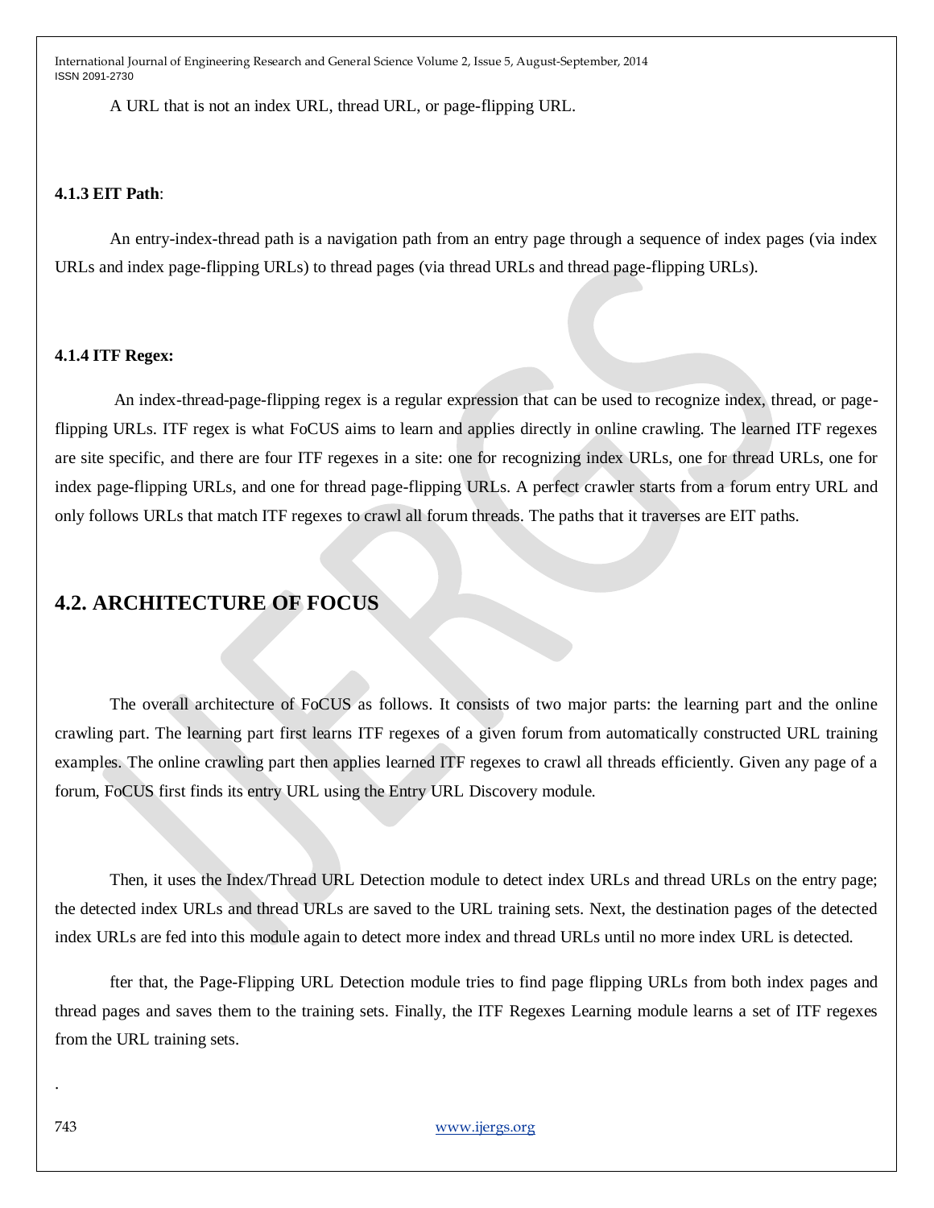A URL that is not an index URL, thread URL, or page-flipping URL.

#### 4.1.3 EIT Path:

An entry-index-thread path is a navigation path from an entry page through a sequence of index pages (via index URLs and index page-flipping URLs) to thread pages (via thread URLs and thread page-flipping URLs).

#### 4.1.4 ITF Regex:

An index-thread-page-flipping regex is a regular expression that can be used to recognize index, thread, or page-flipping URLs. ITF regex is what FoCUS aims to learn and applies directly in online crawling. The learned ITF regexes are site specific, and there are four ITF regexes in a site: one for recognizing index URLs, one for thread URLs, one for index page-flipping URLs, and one for thread page-flipping URLs. A perfect crawler starts from a forum entry URL and only follows URLs that match ITF regexes to crawl all forum threads. The paths that it traverses are EIT paths.

## 4.2. ARCHITECTURE OF FOCUS

The overall architecture of FoCUS as follows. It consists of two major parts: the learning part and the online crawling part. The learning part first learns ITF regexes of a given forum from automatically constructed URL training examples. The online crawling part then applies learned ITF regexes to crawl all threads efficiently. Given any page of a forum, FoCUS first finds its entry URL using the Entry URL Discovery module.

Then, it uses the Index/Thread URL Detection module to detect index URLs and thread URLs on the entry page; the detected index URLs and thread URLs are saved to the URL training sets. Next, the destination pages of the detected index URLs are fed into this module again to detect more index and thread URLs until no more index URL is detected.

fter that, the Page-Flipping URL Detection module tries to find page flipping URLs from both index pages and thread pages and saves them to the training sets. Finally, the ITF Regexes Learning module learns a set of ITF regexes from the URL training sets.

.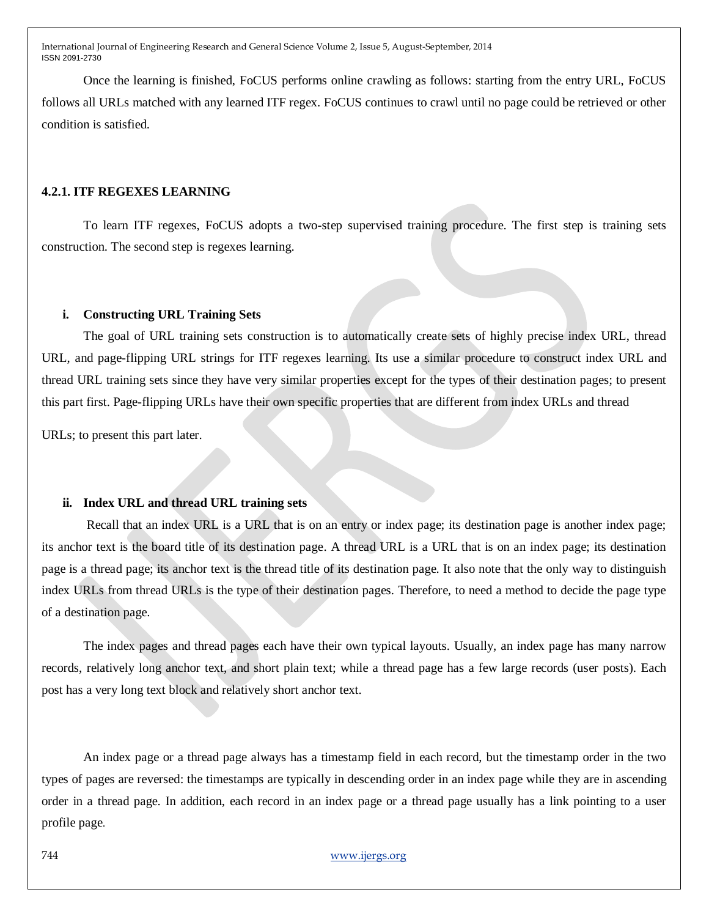Once the learning is finished, FoCUS performs online crawling as follows: starting from the entry URL, FoCUS follows all URLs matched with any learned ITF regex. FoCUS continues to crawl until no page could be retrieved or other condition is satisfied.

#### 4.2.1. ITF REGEXES LEARNING

To learn ITF regexes, FoCUS adopts a two-step supervised training procedure. The first step is training sets construction. The second step is regexes learning.

**i. Constructing URL Training Sets**

The goal of URL training sets construction is to automatically create sets of highly precise index URL, thread URL, and page-flipping URL strings for ITF regexes learning. Its use a similar procedure to construct index URL and thread URL training sets since they have very similar properties except for the types of their destination pages; to present this part first. Page-flipping URLs have their own specific properties that are different from index URLs and thread URLs; to present this part later.

**ii. Index URL and thread URL training sets**

Recall that an index URL is a URL that is on an entry or index page; its destination page is another index page; its anchor text is the board title of its destination page. A thread URL is a URL that is on an index page; its destination page is a thread page; its anchor text is the thread title of its destination page. It also note that the only way to distinguish index URLs from thread URLs is the type of their destination pages. Therefore, to need a method to decide the page type of a destination page.

The index pages and thread pages each have their own typical layouts. Usually, an index page has many narrow records, relatively long anchor text, and short plain text; while a thread page has a few large records (user posts). Each post has a very long text block and relatively short anchor text.

An index page or a thread page always has a timestamp field in each record, but the timestamp order in the two types of pages are reversed: the timestamps are typically in descending order in an index page while they are in ascending order in a thread page. In addition, each record in an index page or a thread page usually has a link pointing to a user profile page.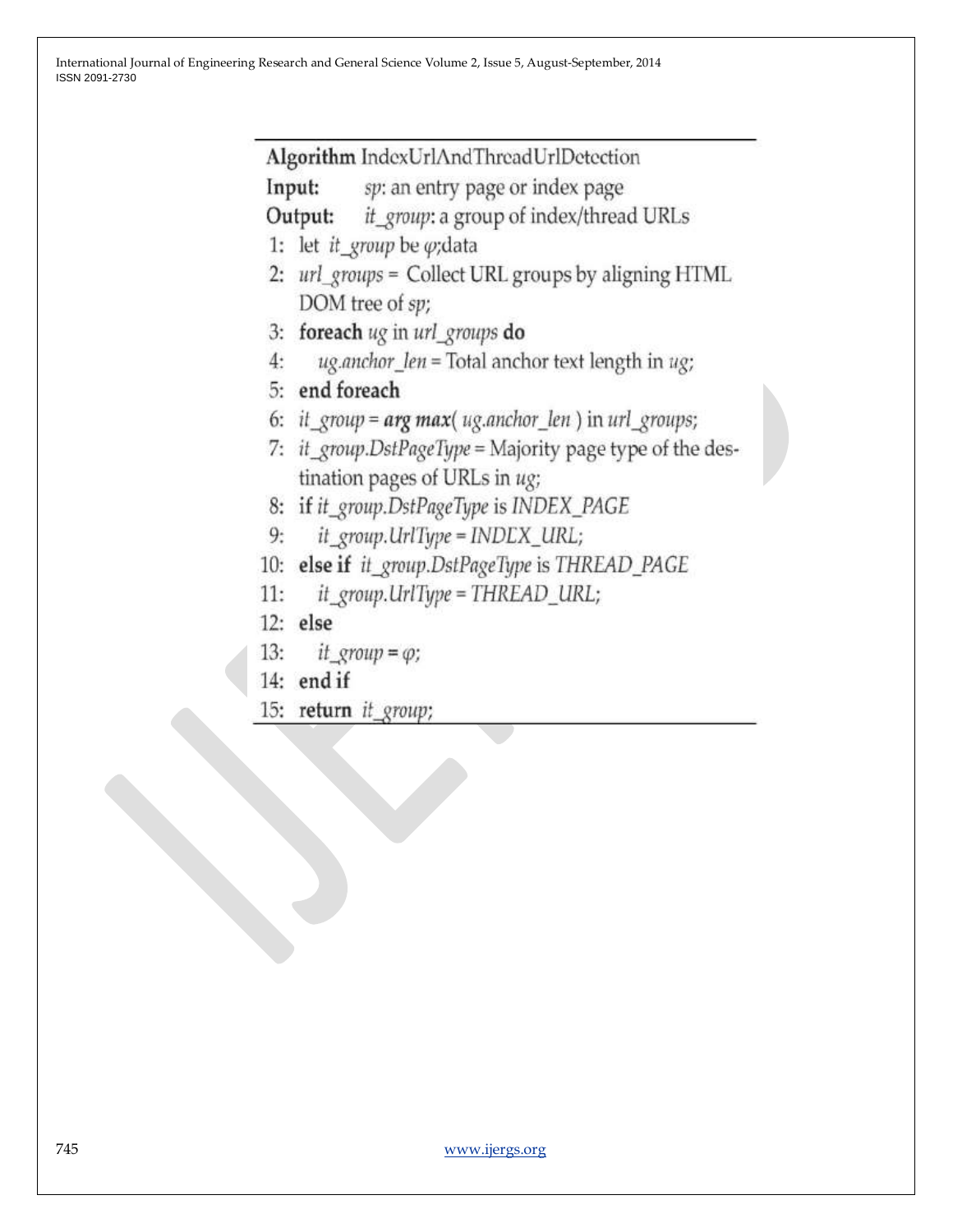```
Algorithm IndexUrlAndThreadUrlDetection
Input:    sp: an entry page or index page
Output:   it_group: a group of index/thread URLs
 1: let it_group be φ;data
 2: url_groups = Collect URL groups by aligning HTML
    DOM tree of sp;
 3: foreach ug in url_groups do
 4:    ug.anchor_len = Total anchor text length in ug;
 5: end foreach
 6: it_group = arg max( ug.anchor_len ) in url_groups;
 7: it_group.DstPageType = Majority page type of the des-
    tination pages of URLs in ug;
 8: if it_group.DstPageType is INDEX_PAGE
 9:    it_group.UrlType = INDEX_URL;
10: else if it_group.DstPageType is THREAD_PAGE
11:    it_group.UrlType = THREAD_URL;
12: else
13:    it_group = φ;
14: end if
15: return it_group;
```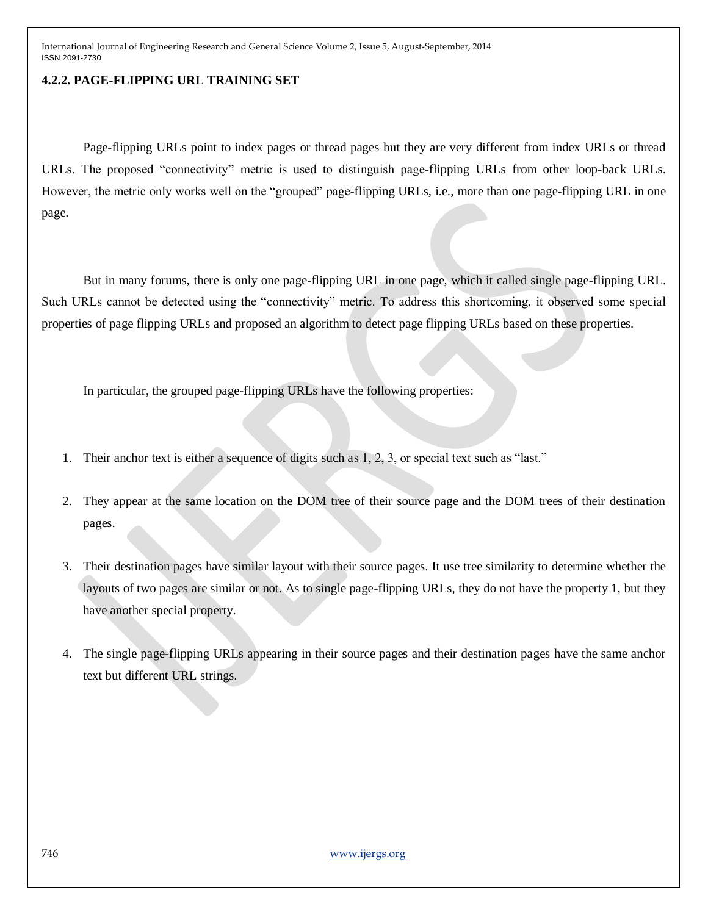#### 4.2.2. PAGE-FLIPPING URL TRAINING SET

Page-flipping URLs point to index pages or thread pages but they are very different from index URLs or thread URLs. The proposed "connectivity" metric is used to distinguish page-flipping URLs from other loop-back URLs. However, the metric only works well on the "grouped" page-flipping URLs, i.e., more than one page-flipping URL in one page.

But in many forums, there is only one page-flipping URL in one page, which it called single page-flipping URL. Such URLs cannot be detected using the "connectivity" metric. To address this shortcoming, it observed some special properties of page flipping URLs and proposed an algorithm to detect page flipping URLs based on these properties.

In particular, the grouped page-flipping URLs have the following properties:

1. Their anchor text is either a sequence of digits such as 1, 2, 3, or special text such as "last."
2. They appear at the same location on the DOM tree of their source page and the DOM trees of their destination pages.
3. Their destination pages have similar layout with their source pages. It use tree similarity to determine whether the layouts of two pages are similar or not. As to single page-flipping URLs, they do not have the property 1, but they have another special property.
4. The single page-flipping URLs appearing in their source pages and their destination pages have the same anchor text but different URL strings.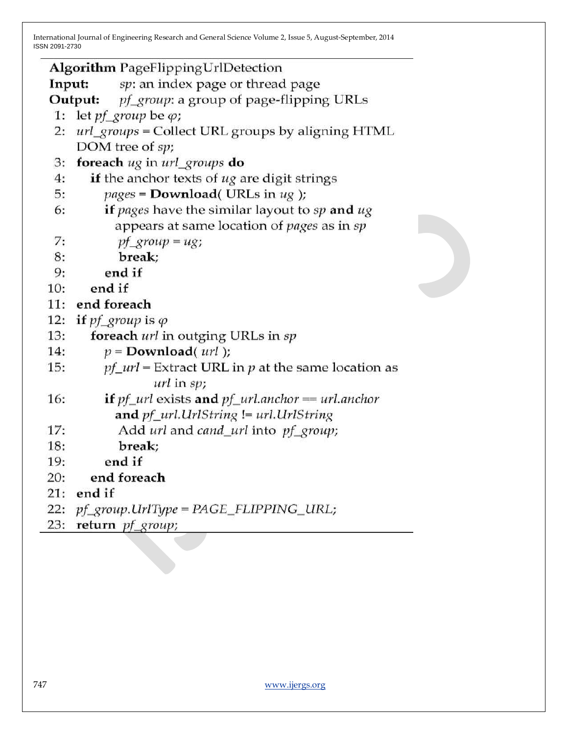**Algorithm** PageFlippingUrlDetection

**Input:** *sp*: an index page or thread page

**Output:** *pf_group*: a group of page-flipping URLs

```
1:  let pf_group be φ;
2:  url_groups = Collect URL groups by aligning HTML
    DOM tree of sp;
3:  foreach ug in url_groups do
4:     if the anchor texts of ug are digit strings
5:        pages = Download( URLs in ug );
6:        if pages have the similar layout to sp and ug
            appears at same location of pages as in sp
7:           pf_group = ug;
8:           break;
9:        end if
10:    end if
11: end foreach
12: if pf_group is φ
13:    foreach url in outging URLs in sp
14:       p = Download( url );
15:       pf_url = Extract URL in p at the same location as
                 url in sp;
16:       if pf_url exists and pf_url.anchor == url.anchor
            and pf_url.UrlString != url.UrlString
17:          Add url and cand_url into pf_group;
18:          break;
19:       end if
20:    end foreach
21: end if
22: pf_group.UrlType = PAGE_FLIPPING_URL;
23: return pf_group;
```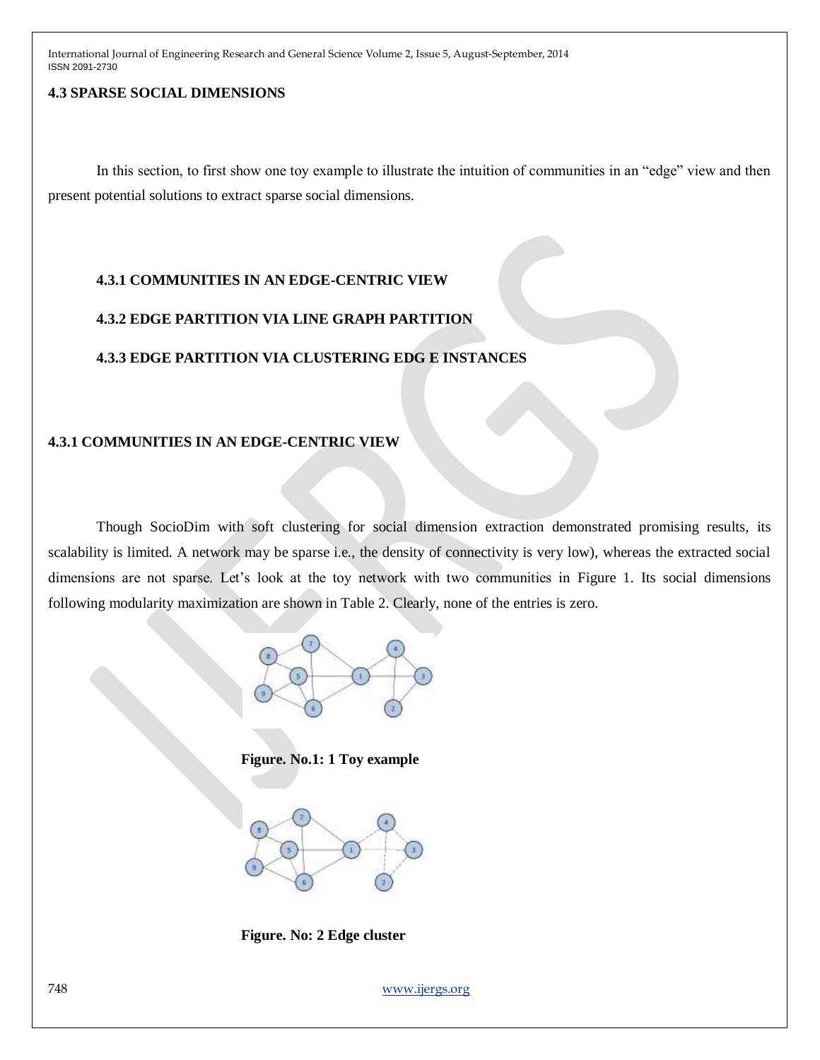### 4.3 SPARSE SOCIAL DIMENSIONS

In this section, to first show one toy example to illustrate the intuition of communities in an "edge" view and then present potential solutions to extract sparse social dimensions.

**4.3.1 COMMUNITIES IN AN EDGE-CENTRIC VIEW**

**4.3.2 EDGE PARTITION VIA LINE GRAPH PARTITION**

**4.3.3 EDGE PARTITION VIA CLUSTERING EDG E INSTANCES**

#### 4.3.1 COMMUNITIES IN AN EDGE-CENTRIC VIEW

Though SocioDim with soft clustering for social dimension extraction demonstrated promising results, its scalability is limited. A network may be sparse i.e., the density of connectivity is very low), whereas the extracted social dimensions are not sparse. Let's look at the toy network with two communities in Figure 1. Its social dimensions following modularity maximization are shown in Table 2. Clearly, none of the entries is zero.

**Figure. No.1: 1 Toy example**

**Figure. No: 2 Edge cluster**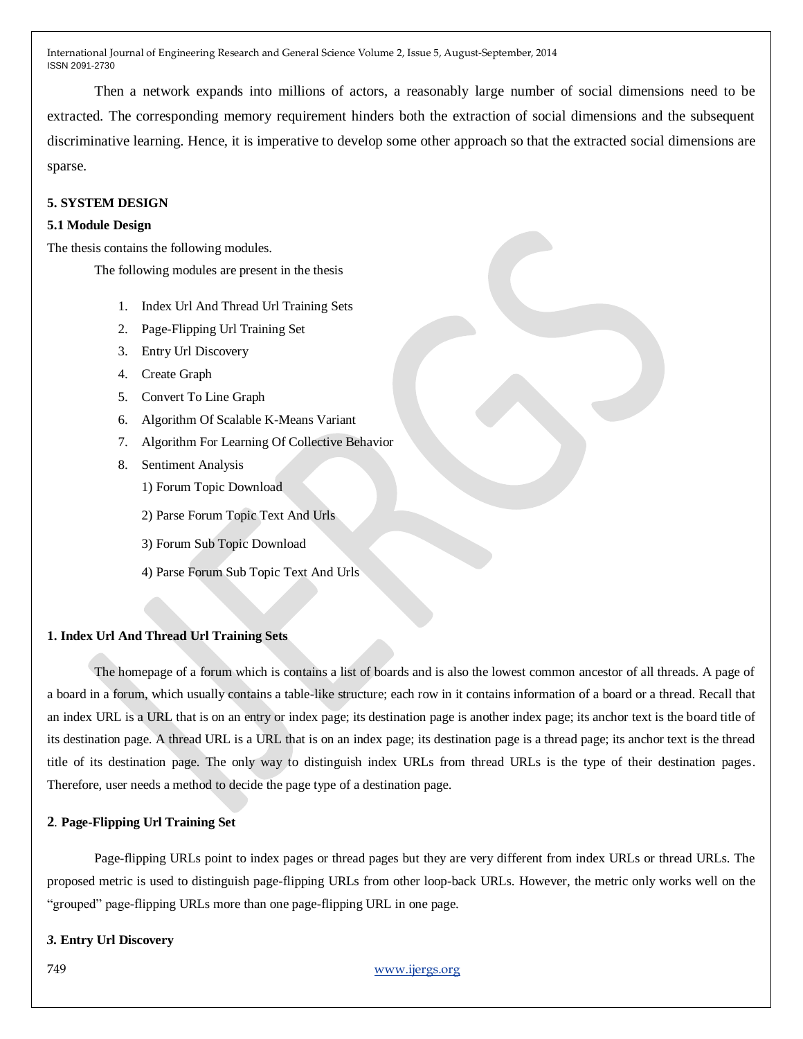Then a network expands into millions of actors, a reasonably large number of social dimensions need to be extracted. The corresponding memory requirement hinders both the extraction of social dimensions and the subsequent discriminative learning. Hence, it is imperative to develop some other approach so that the extracted social dimensions are sparse.

## 5. SYSTEM DESIGN

### 5.1 Module Design

The thesis contains the following modules.

The following modules are present in the thesis

1. Index Url And Thread Url Training Sets
2. Page-Flipping Url Training Set
3. Entry Url Discovery
4. Create Graph
5. Convert To Line Graph
6. Algorithm Of Scalable K-Means Variant
7. Algorithm For Learning Of Collective Behavior
8. Sentiment Analysis
   1) Forum Topic Download
   2) Parse Forum Topic Text And Urls
   3) Forum Sub Topic Download
   4) Parse Forum Sub Topic Text And Urls

**1. Index Url And Thread Url Training Sets**

The homepage of a forum which is contains a list of boards and is also the lowest common ancestor of all threads. A page of a board in a forum, which usually contains a table-like structure; each row in it contains information of a board or a thread. Recall that an index URL is a URL that is on an entry or index page; its destination page is another index page; its anchor text is the board title of its destination page. A thread URL is a URL that is on an index page; its destination page is a thread page; its anchor text is the thread title of its destination page. The only way to distinguish index URLs from thread URLs is the type of their destination pages. Therefore, user needs a method to decide the page type of a destination page.

**2. Page-Flipping Url Training Set**

Page-flipping URLs point to index pages or thread pages but they are very different from index URLs or thread URLs. The proposed metric is used to distinguish page-flipping URLs from other loop-back URLs. However, the metric only works well on the "grouped" page-flipping URLs more than one page-flipping URL in one page.

***3.* Entry Url Discovery**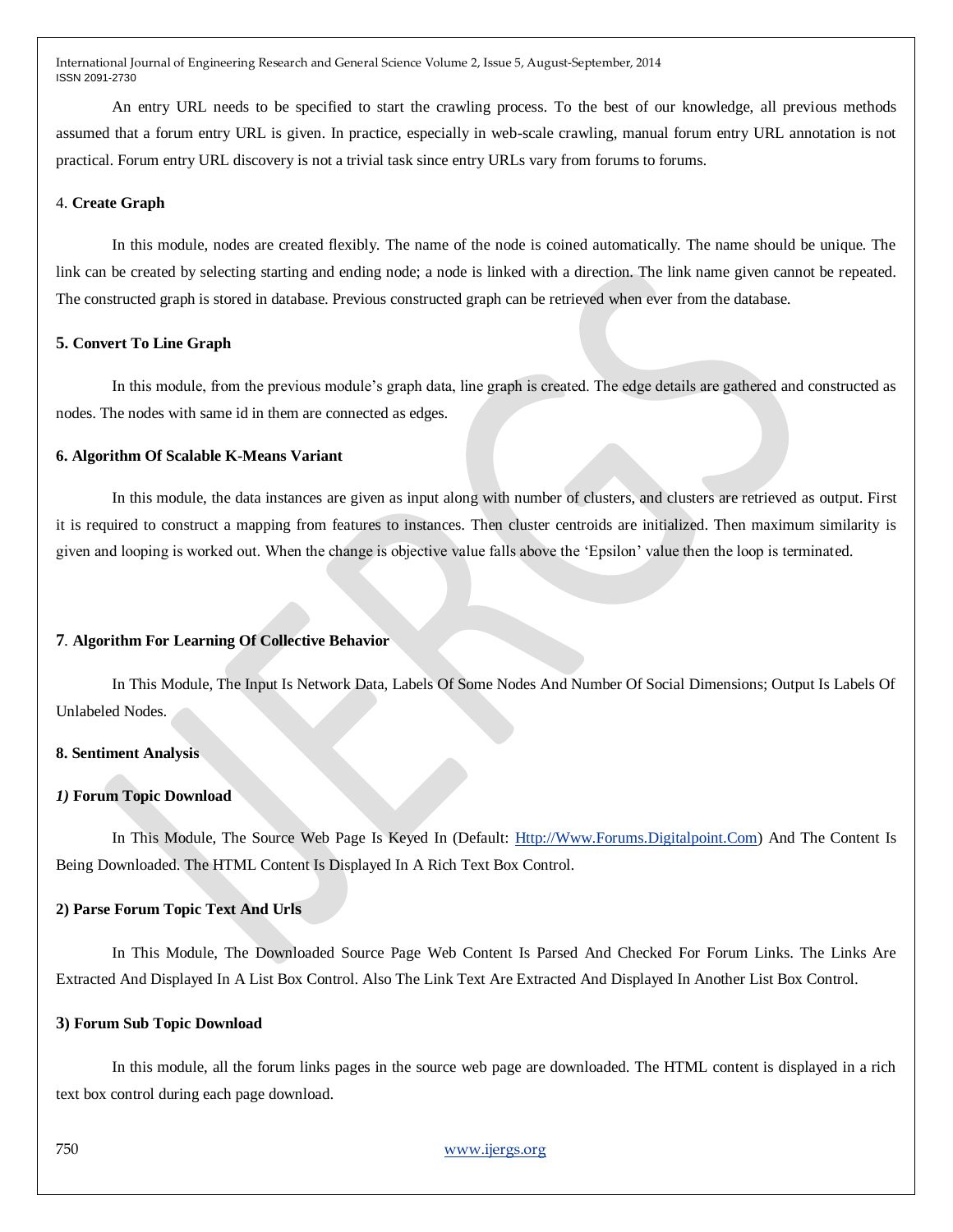An entry URL needs to be specified to start the crawling process. To the best of our knowledge, all previous methods assumed that a forum entry URL is given. In practice, especially in web-scale crawling, manual forum entry URL annotation is not practical. Forum entry URL discovery is not a trivial task since entry URLs vary from forums to forums.

4. **Create Graph**

In this module, nodes are created flexibly. The name of the node is coined automatically. The name should be unique. The link can be created by selecting starting and ending node; a node is linked with a direction. The link name given cannot be repeated. The constructed graph is stored in database. Previous constructed graph can be retrieved when ever from the database.

**5. Convert To Line Graph**

In this module, from the previous module's graph data, line graph is created. The edge details are gathered and constructed as nodes. The nodes with same id in them are connected as edges.

**6. Algorithm Of Scalable K-Means Variant**

In this module, the data instances are given as input along with number of clusters, and clusters are retrieved as output. First it is required to construct a mapping from features to instances. Then cluster centroids are initialized. Then maximum similarity is given and looping is worked out. When the change is objective value falls above the 'Epsilon' value then the loop is terminated.

**7**. **Algorithm For Learning Of Collective Behavior**

In This Module, The Input Is Network Data, Labels Of Some Nodes And Number Of Social Dimensions; Output Is Labels Of Unlabeled Nodes.

**8. Sentiment Analysis**

***1)*** **Forum Topic Download**

In This Module, The Source Web Page Is Keyed In (Default: Http://Www.Forums.Digitalpoint.Com) And The Content Is Being Downloaded. The HTML Content Is Displayed In A Rich Text Box Control.

**2) Parse Forum Topic Text And Urls**

In This Module, The Downloaded Source Page Web Content Is Parsed And Checked For Forum Links. The Links Are Extracted And Displayed In A List Box Control. Also The Link Text Are Extracted And Displayed In Another List Box Control.

**3) Forum Sub Topic Download**

In this module, all the forum links pages in the source web page are downloaded. The HTML content is displayed in a rich text box control during each page download.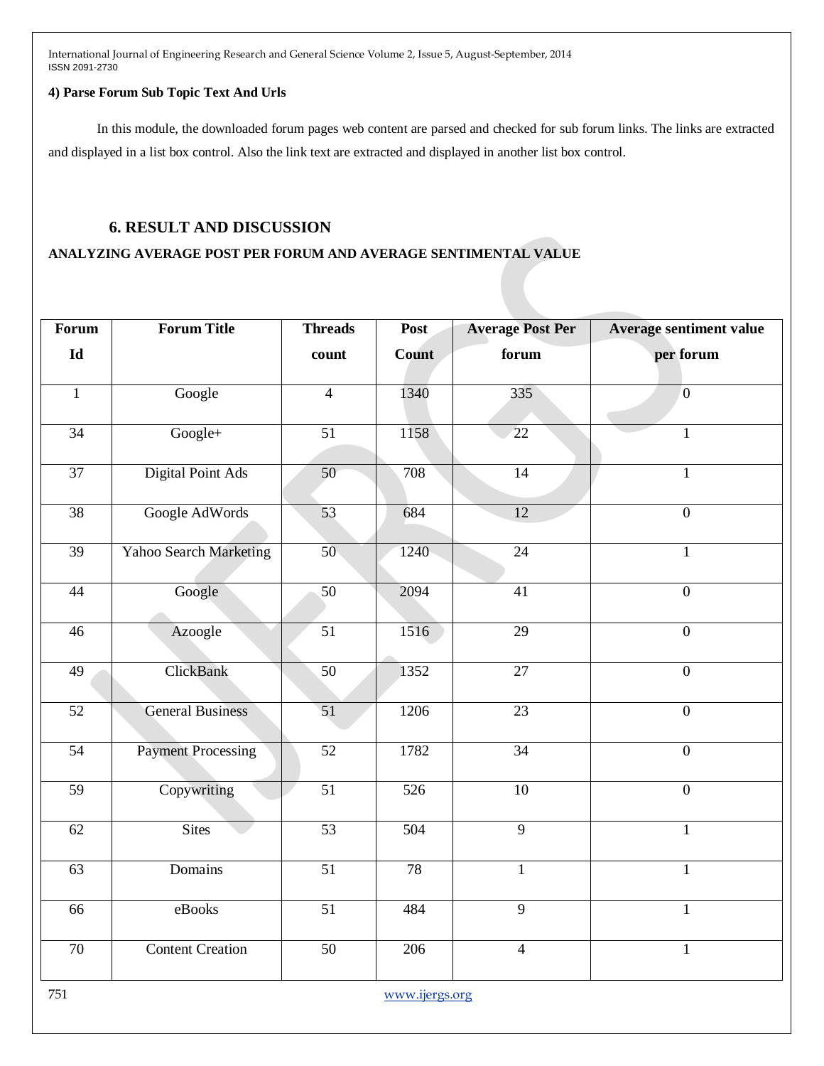#### 4) Parse Forum Sub Topic Text And Urls

In this module, the downloaded forum pages web content are parsed and checked for sub forum links. The links are extracted and displayed in a list box control. Also the link text are extracted and displayed in another list box control.

## 6. RESULT AND DISCUSSION

### ANALYZING AVERAGE POST PER FORUM AND AVERAGE SENTIMENTAL VALUE

| Forum Id | Forum Title | Threads count | Post Count | Average Post Per forum | Average sentiment value per forum |
|---|---|---|---|---|---|
| 1 | Google | 4 | 1340 | 335 | 0 |
| 34 | Google+ | 51 | 1158 | 22 | 1 |
| 37 | Digital Point Ads | 50 | 708 | 14 | 1 |
| 38 | Google AdWords | 53 | 684 | 12 | 0 |
| 39 | Yahoo Search Marketing | 50 | 1240 | 24 | 1 |
| 44 | Google | 50 | 2094 | 41 | 0 |
| 46 | Azoogle | 51 | 1516 | 29 | 0 |
| 49 | ClickBank | 50 | 1352 | 27 | 0 |
| 52 | General Business | 51 | 1206 | 23 | 0 |
| 54 | Payment Processing | 52 | 1782 | 34 | 0 |
| 59 | Copywriting | 51 | 526 | 10 | 0 |
| 62 | Sites | 53 | 504 | 9 | 1 |
| 63 | Domains | 51 | 78 | 1 | 1 |
| 66 | eBooks | 51 | 484 | 9 | 1 |
| 70 | Content Creation | 50 | 206 | 4 | 1 |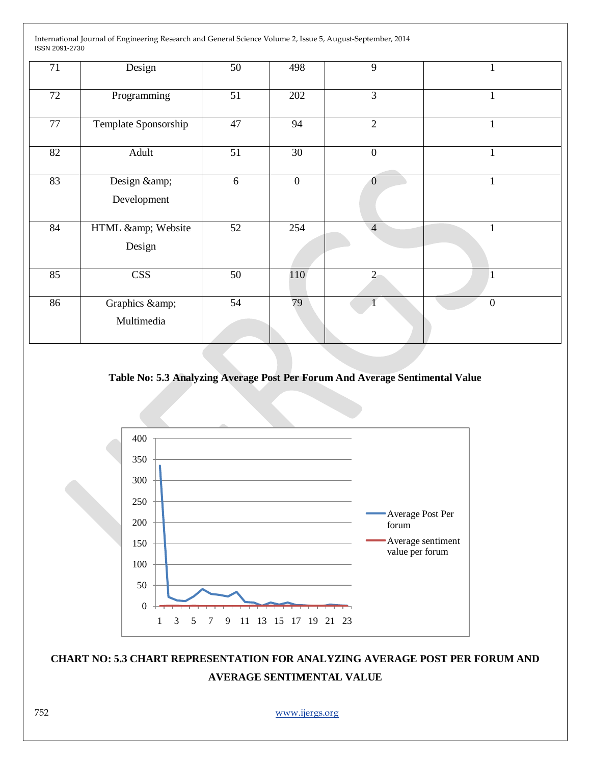| 71 | Design | 50 | 498 | 9 | 1 |
|---|---|---|---|---|---|
| 72 | Programming | 51 | 202 | 3 | 1 |
| 77 | Template Sponsorship | 47 | 94 | 2 | 1 |
| 82 | Adult | 51 | 30 | 0 | 1 |
| 83 | Design &amp; Development | 6 | 0 | 0 | 1 |
| 84 | HTML &amp; Website Design | 52 | 254 | 4 | 1 |
| 85 | CSS | 50 | 110 | 2 | 1 |
| 86 | Graphics &amp; Multimedia | 54 | 79 | 1 | 0 |

**Table No: 5.3 Analyzing Average Post Per Forum And Average Sentimental Value**

**CHART NO: 5.3 CHART REPRESENTATION FOR ANALYZING AVERAGE POST PER FORUM AND AVERAGE SENTIMENTAL VALUE**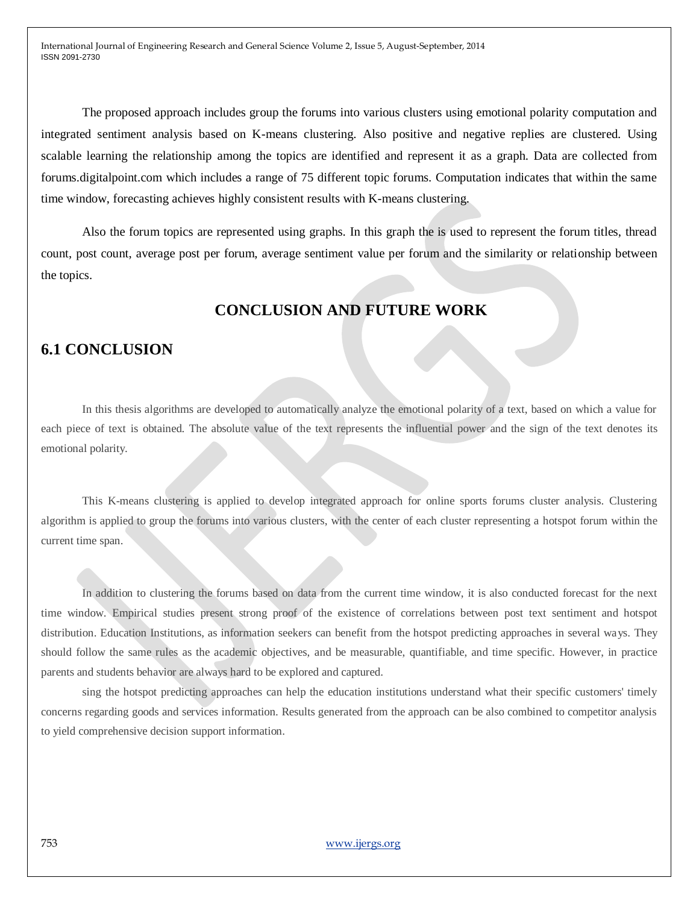The proposed approach includes group the forums into various clusters using emotional polarity computation and integrated sentiment analysis based on K-means clustering. Also positive and negative replies are clustered. Using scalable learning the relationship among the topics are identified and represent it as a graph. Data are collected from forums.digitalpoint.com which includes a range of 75 different topic forums. Computation indicates that within the same time window, forecasting achieves highly consistent results with K-means clustering.

Also the forum topics are represented using graphs. In this graph the is used to represent the forum titles, thread count, post count, average post per forum, average sentiment value per forum and the similarity or relationship between the topics.

# CONCLUSION AND FUTURE WORK

## 6.1 CONCLUSION

In this thesis algorithms are developed to automatically analyze the emotional polarity of a text, based on which a value for each piece of text is obtained. The absolute value of the text represents the influential power and the sign of the text denotes its emotional polarity.

This K-means clustering is applied to develop integrated approach for online sports forums cluster analysis. Clustering algorithm is applied to group the forums into various clusters, with the center of each cluster representing a hotspot forum within the current time span.

In addition to clustering the forums based on data from the current time window, it is also conducted forecast for the next time window. Empirical studies present strong proof of the existence of correlations between post text sentiment and hotspot distribution. Education Institutions, as information seekers can benefit from the hotspot predicting approaches in several ways. They should follow the same rules as the academic objectives, and be measurable, quantifiable, and time specific. However, in practice parents and students behavior are always hard to be explored and captured.

sing the hotspot predicting approaches can help the education institutions understand what their specific customers' timely concerns regarding goods and services information. Results generated from the approach can be also combined to competitor analysis to yield comprehensive decision support information.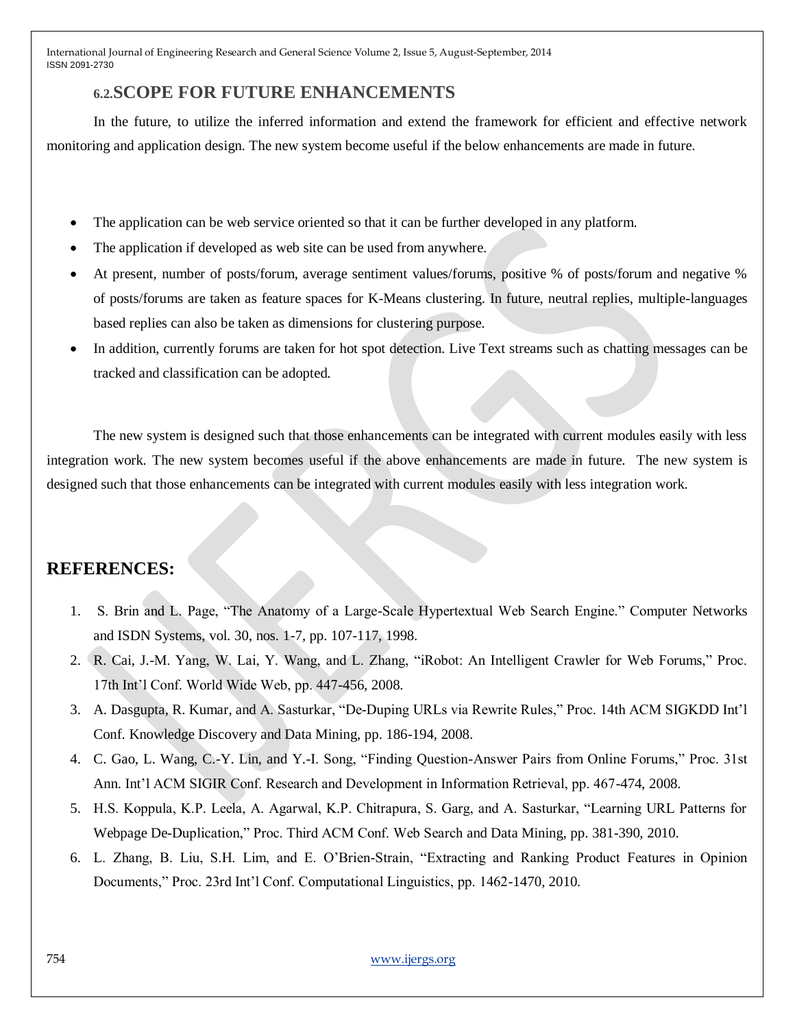## 6.2. SCOPE FOR FUTURE ENHANCEMENTS

In the future, to utilize the inferred information and extend the framework for efficient and effective network monitoring and application design. The new system become useful if the below enhancements are made in future.

- The application can be web service oriented so that it can be further developed in any platform.
- The application if developed as web site can be used from anywhere.
- At present, number of posts/forum, average sentiment values/forums, positive % of posts/forum and negative % of posts/forums are taken as feature spaces for K-Means clustering. In future, neutral replies, multiple-languages based replies can also be taken as dimensions for clustering purpose.
- In addition, currently forums are taken for hot spot detection. Live Text streams such as chatting messages can be tracked and classification can be adopted.

The new system is designed such that those enhancements can be integrated with current modules easily with less integration work. The new system becomes useful if the above enhancements are made in future. The new system is designed such that those enhancements can be integrated with current modules easily with less integration work.

## REFERENCES:

1. S. Brin and L. Page, "The Anatomy of a Large-Scale Hypertextual Web Search Engine." Computer Networks and ISDN Systems, vol. 30, nos. 1-7, pp. 107-117, 1998.
2. R. Cai, J.-M. Yang, W. Lai, Y. Wang, and L. Zhang, "iRobot: An Intelligent Crawler for Web Forums," Proc. 17th Int'l Conf. World Wide Web, pp. 447-456, 2008.
3. A. Dasgupta, R. Kumar, and A. Sasturkar, "De-Duping URLs via Rewrite Rules," Proc. 14th ACM SIGKDD Int'l Conf. Knowledge Discovery and Data Mining, pp. 186-194, 2008.
4. C. Gao, L. Wang, C.-Y. Lin, and Y.-I. Song, "Finding Question-Answer Pairs from Online Forums," Proc. 31st Ann. Int'l ACM SIGIR Conf. Research and Development in Information Retrieval, pp. 467-474, 2008.
5. H.S. Koppula, K.P. Leela, A. Agarwal, K.P. Chitrapura, S. Garg, and A. Sasturkar, "Learning URL Patterns for Webpage De-Duplication," Proc. Third ACM Conf. Web Search and Data Mining, pp. 381-390, 2010.
6. L. Zhang, B. Liu, S.H. Lim, and E. O'Brien-Strain, "Extracting and Ranking Product Features in Opinion Documents," Proc. 23rd Int'l Conf. Computational Linguistics, pp. 1462-1470, 2010.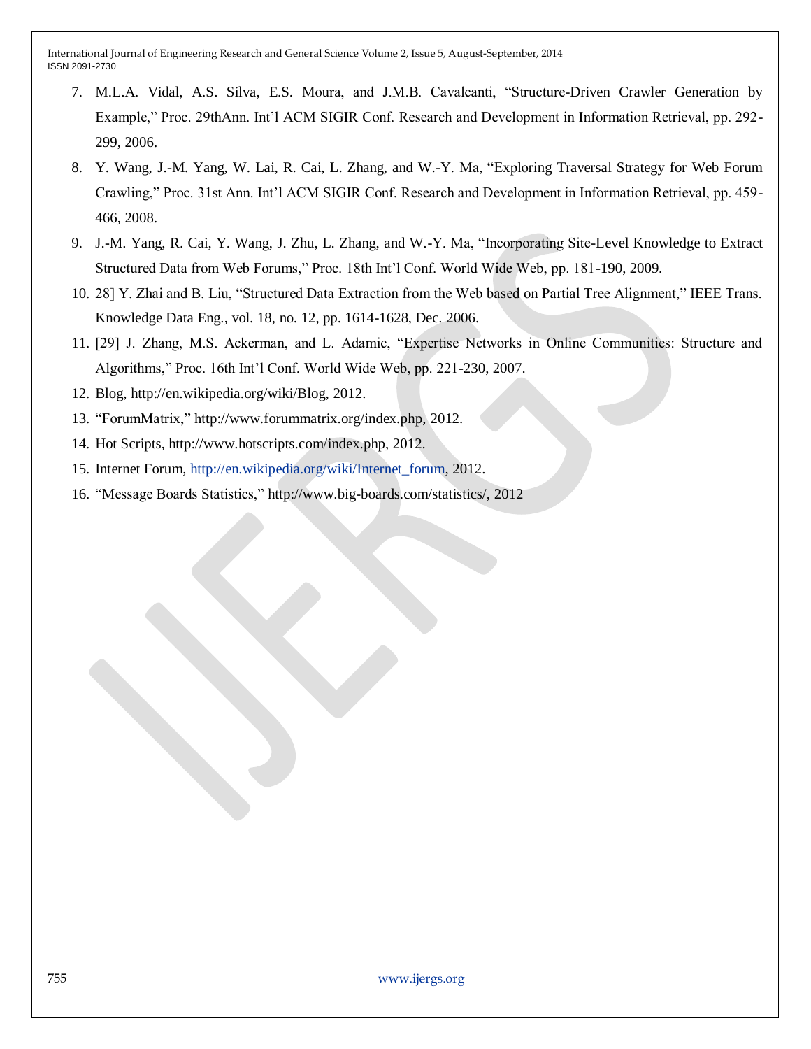7. M.L.A. Vidal, A.S. Silva, E.S. Moura, and J.M.B. Cavalcanti, "Structure-Driven Crawler Generation by Example," Proc. 29thAnn. Int'l ACM SIGIR Conf. Research and Development in Information Retrieval, pp. 292-299, 2006.
8. Y. Wang, J.-M. Yang, W. Lai, R. Cai, L. Zhang, and W.-Y. Ma, "Exploring Traversal Strategy for Web Forum Crawling," Proc. 31st Ann. Int'l ACM SIGIR Conf. Research and Development in Information Retrieval, pp. 459-466, 2008.
9. J.-M. Yang, R. Cai, Y. Wang, J. Zhu, L. Zhang, and W.-Y. Ma, "Incorporating Site-Level Knowledge to Extract Structured Data from Web Forums," Proc. 18th Int'l Conf. World Wide Web, pp. 181-190, 2009.
10. 28] Y. Zhai and B. Liu, "Structured Data Extraction from the Web based on Partial Tree Alignment," IEEE Trans. Knowledge Data Eng., vol. 18, no. 12, pp. 1614-1628, Dec. 2006.
11. [29] J. Zhang, M.S. Ackerman, and L. Adamic, "Expertise Networks in Online Communities: Structure and Algorithms," Proc. 16th Int'l Conf. World Wide Web, pp. 221-230, 2007.
12. Blog, http://en.wikipedia.org/wiki/Blog, 2012.
13. "ForumMatrix," http://www.forummatrix.org/index.php, 2012.
14. Hot Scripts, http://www.hotscripts.com/index.php, 2012.
15. Internet Forum, http://en.wikipedia.org/wiki/Internet_forum, 2012.
16. "Message Boards Statistics," http://www.big-boards.com/statistics/, 2012